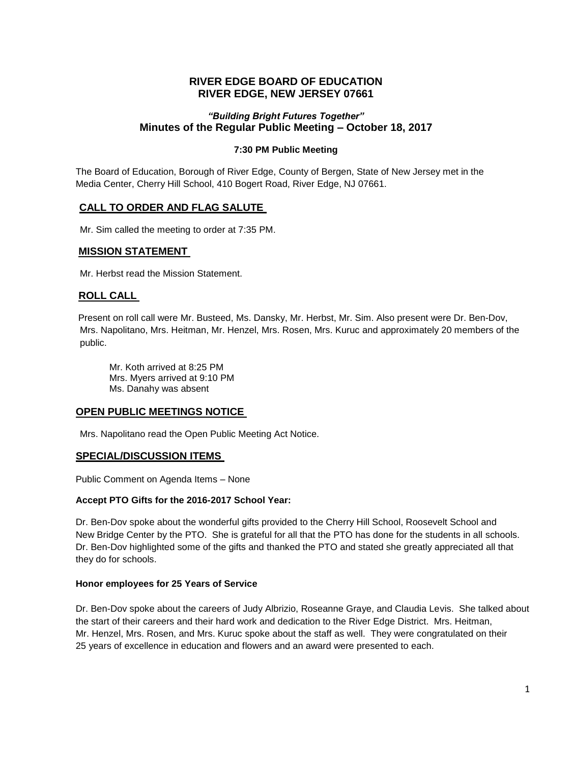# RIVER EDGE BOARD OF EDUCATION
# RIVER EDGE, NEW JERSEY 07661

### *"Building Bright Futures Together"*
### Minutes of the Regular Public Meeting – October 18, 2017

**7:30 PM Public Meeting**

The Board of Education, Borough of River Edge, County of Bergen, State of New Jersey met in the Media Center, Cherry Hill School, 410 Bogert Road, River Edge, NJ 07661.

## CALL TO ORDER AND FLAG SALUTE

Mr. Sim called the meeting to order at 7:35 PM.

## MISSION STATEMENT

Mr. Herbst read the Mission Statement.

## ROLL CALL

Present on roll call were Mr. Busteed, Ms. Dansky, Mr. Herbst, Mr. Sim. Also present were Dr. Ben-Dov, Mrs. Napolitano, Mrs. Heitman, Mr. Henzel, Mrs. Rosen, Mrs. Kuruc and approximately 20 members of the public.

Mr. Koth arrived at 8:25 PM
Mrs. Myers arrived at 9:10 PM
Ms. Danahy was absent

## OPEN PUBLIC MEETINGS NOTICE

Mrs. Napolitano read the Open Public Meeting Act Notice.

## SPECIAL/DISCUSSION ITEMS

Public Comment on Agenda Items – None

**Accept PTO Gifts for the 2016-2017 School Year:**

Dr. Ben-Dov spoke about the wonderful gifts provided to the Cherry Hill School, Roosevelt School and New Bridge Center by the PTO. She is grateful for all that the PTO has done for the students in all schools. Dr. Ben-Dov highlighted some of the gifts and thanked the PTO and stated she greatly appreciated all that they do for schools.

**Honor employees for 25 Years of Service**

Dr. Ben-Dov spoke about the careers of Judy Albrizio, Roseanne Graye, and Claudia Levis. She talked about the start of their careers and their hard work and dedication to the River Edge District. Mrs. Heitman, Mr. Henzel, Mrs. Rosen, and Mrs. Kuruc spoke about the staff as well. They were congratulated on their 25 years of excellence in education and flowers and an award were presented to each.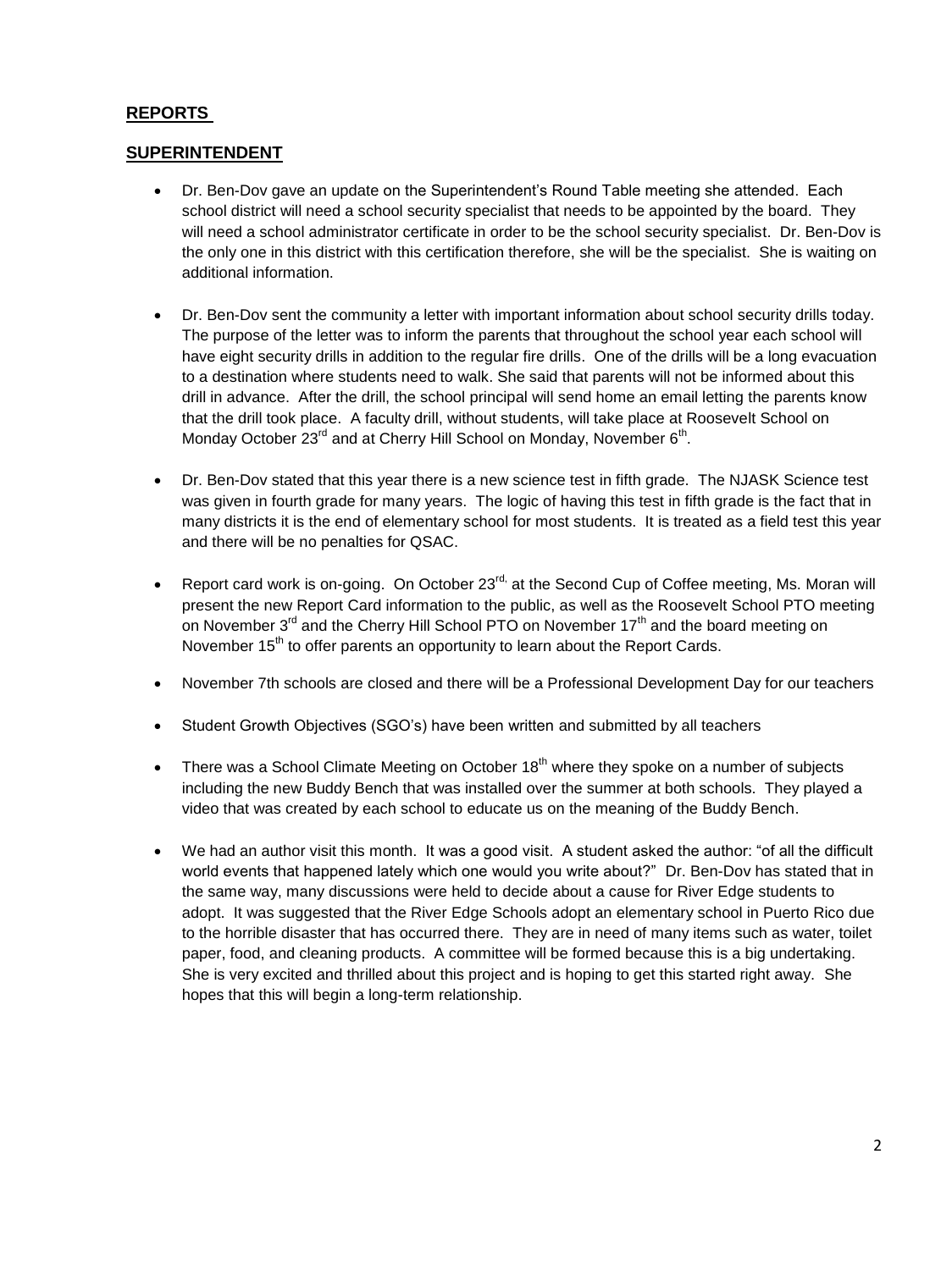## REPORTS

## SUPERINTENDENT

- Dr. Ben-Dov gave an update on the Superintendent's Round Table meeting she attended. Each school district will need a school security specialist that needs to be appointed by the board. They will need a school administrator certificate in order to be the school security specialist. Dr. Ben-Dov is the only one in this district with this certification therefore, she will be the specialist. She is waiting on additional information.

- Dr. Ben-Dov sent the community a letter with important information about school security drills today. The purpose of the letter was to inform the parents that throughout the school year each school will have eight security drills in addition to the regular fire drills. One of the drills will be a long evacuation to a destination where students need to walk. She said that parents will not be informed about this drill in advance. After the drill, the school principal will send home an email letting the parents know that the drill took place. A faculty drill, without students, will take place at Roosevelt School on Monday October 23rd and at Cherry Hill School on Monday, November 6th.

- Dr. Ben-Dov stated that this year there is a new science test in fifth grade. The NJASK Science test was given in fourth grade for many years. The logic of having this test in fifth grade is the fact that in many districts it is the end of elementary school for most students. It is treated as a field test this year and there will be no penalties for QSAC.

- Report card work is on-going. On October 23rd, at the Second Cup of Coffee meeting, Ms. Moran will present the new Report Card information to the public, as well as the Roosevelt School PTO meeting on November 3rd and the Cherry Hill School PTO on November 17th and the board meeting on November 15th to offer parents an opportunity to learn about the Report Cards.

- November 7th schools are closed and there will be a Professional Development Day for our teachers

- Student Growth Objectives (SGO's) have been written and submitted by all teachers

- There was a School Climate Meeting on October 18th where they spoke on a number of subjects including the new Buddy Bench that was installed over the summer at both schools. They played a video that was created by each school to educate us on the meaning of the Buddy Bench.

- We had an author visit this month. It was a good visit. A student asked the author: "of all the difficult world events that happened lately which one would you write about?" Dr. Ben-Dov has stated that in the same way, many discussions were held to decide about a cause for River Edge students to adopt. It was suggested that the River Edge Schools adopt an elementary school in Puerto Rico due to the horrible disaster that has occurred there. They are in need of many items such as water, toilet paper, food, and cleaning products. A committee will be formed because this is a big undertaking. She is very excited and thrilled about this project and is hoping to get this started right away. She hopes that this will begin a long-term relationship.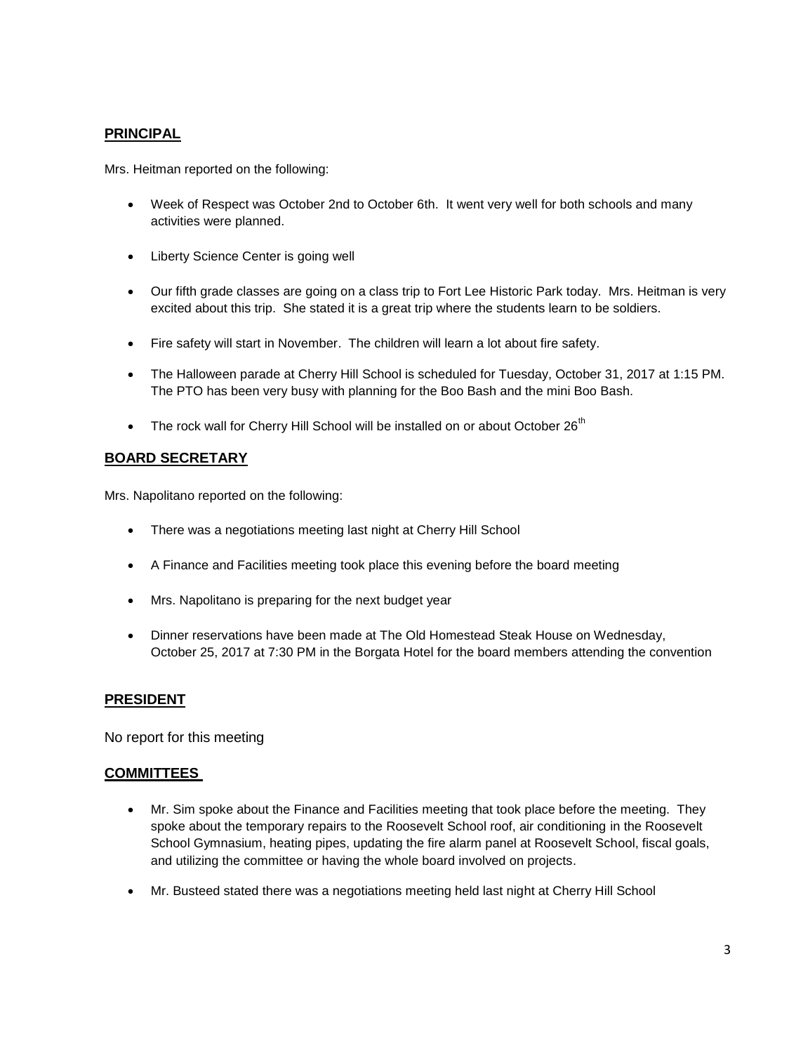## PRINCIPAL

Mrs. Heitman reported on the following:

- Week of Respect was October 2nd to October 6th. It went very well for both schools and many activities were planned.
- Liberty Science Center is going well
- Our fifth grade classes are going on a class trip to Fort Lee Historic Park today. Mrs. Heitman is very excited about this trip. She stated it is a great trip where the students learn to be soldiers.
- Fire safety will start in November. The children will learn a lot about fire safety.
- The Halloween parade at Cherry Hill School is scheduled for Tuesday, October 31, 2017 at 1:15 PM. The PTO has been very busy with planning for the Boo Bash and the mini Boo Bash.
- The rock wall for Cherry Hill School will be installed on or about October 26th

## BOARD SECRETARY

Mrs. Napolitano reported on the following:

- There was a negotiations meeting last night at Cherry Hill School
- A Finance and Facilities meeting took place this evening before the board meeting
- Mrs. Napolitano is preparing for the next budget year
- Dinner reservations have been made at The Old Homestead Steak House on Wednesday, October 25, 2017 at 7:30 PM in the Borgata Hotel for the board members attending the convention

## PRESIDENT

No report for this meeting

## COMMITTEES

- Mr. Sim spoke about the Finance and Facilities meeting that took place before the meeting. They spoke about the temporary repairs to the Roosevelt School roof, air conditioning in the Roosevelt School Gymnasium, heating pipes, updating the fire alarm panel at Roosevelt School, fiscal goals, and utilizing the committee or having the whole board involved on projects.
- Mr. Busteed stated there was a negotiations meeting held last night at Cherry Hill School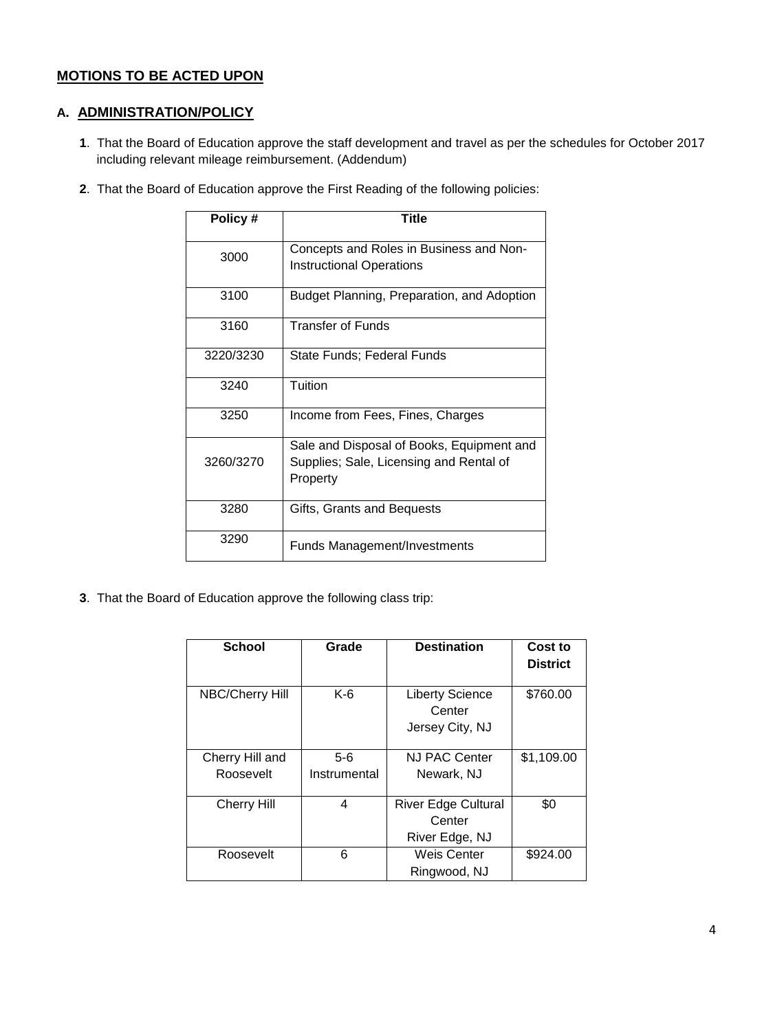## MOTIONS TO BE ACTED UPON

### A. ADMINISTRATION/POLICY

**1**. That the Board of Education approve the staff development and travel as per the schedules for October 2017 including relevant mileage reimbursement. (Addendum)

**2**. That the Board of Education approve the First Reading of the following policies:

| Policy # | Title |
|---|---|
| 3000 | Concepts and Roles in Business and Non-Instructional Operations |
| 3100 | Budget Planning, Preparation, and Adoption |
| 3160 | Transfer of Funds |
| 3220/3230 | State Funds; Federal Funds |
| 3240 | Tuition |
| 3250 | Income from Fees, Fines, Charges |
| 3260/3270 | Sale and Disposal of Books, Equipment and Supplies; Sale, Licensing and Rental of Property |
| 3280 | Gifts, Grants and Bequests |
| 3290 | Funds Management/Investments |

**3**. That the Board of Education approve the following class trip:

| School | Grade | Destination | Cost to District |
|---|---|---|---|
| NBC/Cherry Hill | K-6 | Liberty Science Center Jersey City, NJ | $760.00 |
| Cherry Hill and Roosevelt | 5-6 Instrumental | NJ PAC Center Newark, NJ | $1,109.00 |
| Cherry Hill | 4 | River Edge Cultural Center River Edge, NJ | $0 |
| Roosevelt | 6 | Weis Center Ringwood, NJ | $924.00 |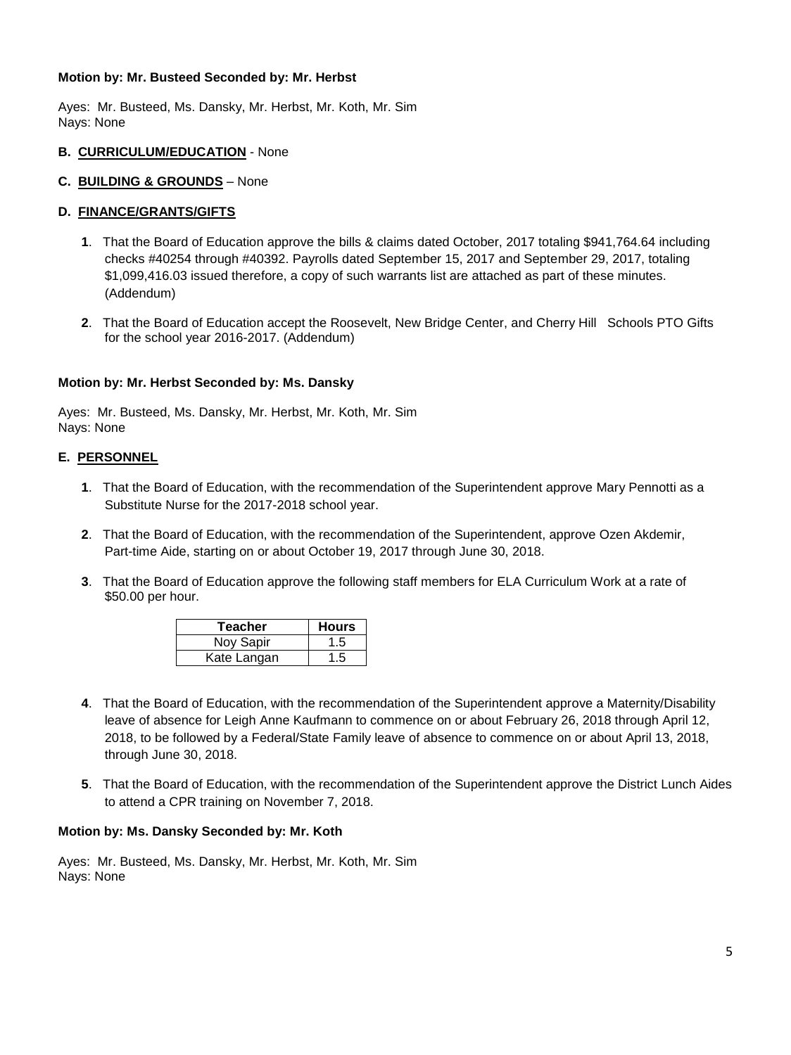**Motion by: Mr. Busteed Seconded by: Mr. Herbst**

Ayes: Mr. Busteed, Ms. Dansky, Mr. Herbst, Mr. Koth, Mr. Sim
Nays: None

**B. <u>CURRICULUM/EDUCATION</u>** - None

**C. <u>BUILDING & GROUNDS</u>** – None

**D. <u>FINANCE/GRANTS/GIFTS</u>**

**1**. That the Board of Education approve the bills & claims dated October, 2017 totaling $941,764.64 including checks #40254 through #40392. Payrolls dated September 15, 2017 and September 29, 2017, totaling $1,099,416.03 issued therefore, a copy of such warrants list are attached as part of these minutes. (Addendum)

**2**. That the Board of Education accept the Roosevelt, New Bridge Center, and Cherry Hill Schools PTO Gifts for the school year 2016-2017. (Addendum)

**Motion by: Mr. Herbst Seconded by: Ms. Dansky**

Ayes: Mr. Busteed, Ms. Dansky, Mr. Herbst, Mr. Koth, Mr. Sim
Nays: None

**E. <u>PERSONNEL</u>**

**1**. That the Board of Education, with the recommendation of the Superintendent approve Mary Pennotti as a Substitute Nurse for the 2017-2018 school year.

**2**. That the Board of Education, with the recommendation of the Superintendent, approve Ozen Akdemir, Part-time Aide, starting on or about October 19, 2017 through June 30, 2018.

**3**. That the Board of Education approve the following staff members for ELA Curriculum Work at a rate of $50.00 per hour.

| Teacher | Hours |
|---|---|
| Noy Sapir | 1.5 |
| Kate Langan | 1.5 |

**4**. That the Board of Education, with the recommendation of the Superintendent approve a Maternity/Disability leave of absence for Leigh Anne Kaufmann to commence on or about February 26, 2018 through April 12, 2018, to be followed by a Federal/State Family leave of absence to commence on or about April 13, 2018, through June 30, 2018.

**5**. That the Board of Education, with the recommendation of the Superintendent approve the District Lunch Aides to attend a CPR training on November 7, 2018.

**Motion by: Ms. Dansky Seconded by: Mr. Koth**

Ayes: Mr. Busteed, Ms. Dansky, Mr. Herbst, Mr. Koth, Mr. Sim
Nays: None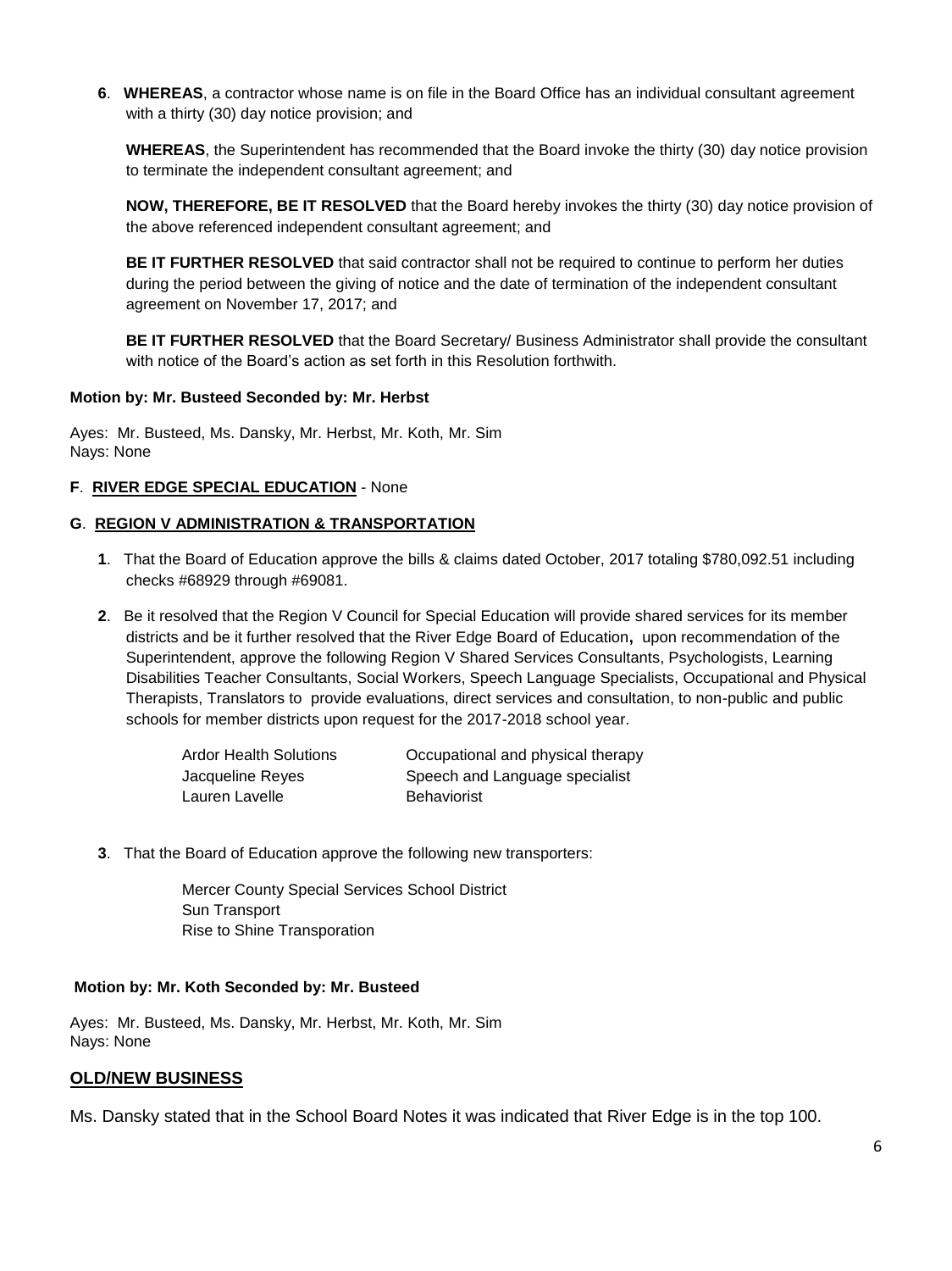**6**. **WHEREAS**, a contractor whose name is on file in the Board Office has an individual consultant agreement with a thirty (30) day notice provision; and

**WHEREAS**, the Superintendent has recommended that the Board invoke the thirty (30) day notice provision to terminate the independent consultant agreement; and

**NOW, THEREFORE, BE IT RESOLVED** that the Board hereby invokes the thirty (30) day notice provision of the above referenced independent consultant agreement; and

**BE IT FURTHER RESOLVED** that said contractor shall not be required to continue to perform her duties during the period between the giving of notice and the date of termination of the independent consultant agreement on November 17, 2017; and

**BE IT FURTHER RESOLVED** that the Board Secretary/ Business Administrator shall provide the consultant with notice of the Board's action as set forth in this Resolution forthwith.

**Motion by: Mr. Busteed Seconded by: Mr. Herbst**

Ayes: Mr. Busteed, Ms. Dansky, Mr. Herbst, Mr. Koth, Mr. Sim
Nays: None

**F**. **RIVER EDGE SPECIAL EDUCATION** - None

**G**. **REGION V ADMINISTRATION & TRANSPORTATION**

**1**. That the Board of Education approve the bills & claims dated October, 2017 totaling $780,092.51 including checks #68929 through #69081.

**2**. Be it resolved that the Region V Council for Special Education will provide shared services for its member districts and be it further resolved that the River Edge Board of Education**,** upon recommendation of the Superintendent, approve the following Region V Shared Services Consultants, Psychologists, Learning Disabilities Teacher Consultants, Social Workers, Speech Language Specialists, Occupational and Physical Therapists, Translators to provide evaluations, direct services and consultation, to non-public and public schools for member districts upon request for the 2017-2018 school year.

| | |
|---|---|
| Ardor Health Solutions | Occupational and physical therapy |
| Jacqueline Reyes | Speech and Language specialist |
| Lauren Lavelle | Behaviorist |

**3**. That the Board of Education approve the following new transporters:

Mercer County Special Services School District
Sun Transport
Rise to Shine Transporation

**Motion by: Mr. Koth Seconded by: Mr. Busteed**

Ayes: Mr. Busteed, Ms. Dansky, Mr. Herbst, Mr. Koth, Mr. Sim
Nays: None

## OLD/NEW BUSINESS

Ms. Dansky stated that in the School Board Notes it was indicated that River Edge is in the top 100.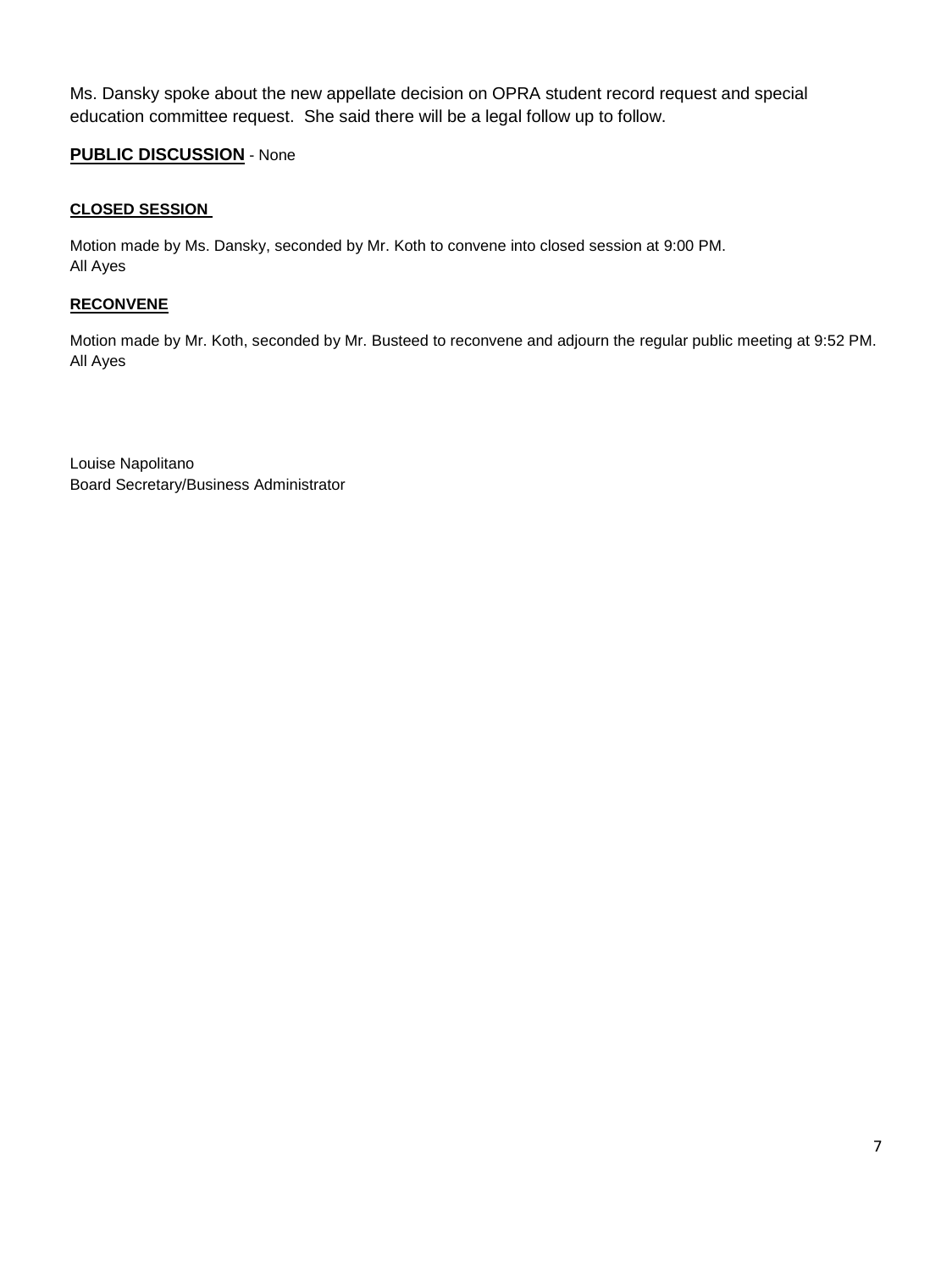Ms. Dansky spoke about the new appellate decision on OPRA student record request and special education committee request. She said there will be a legal follow up to follow.

**PUBLIC DISCUSSION** - None

**CLOSED SESSION**

Motion made by Ms. Dansky, seconded by Mr. Koth to convene into closed session at 9:00 PM.
All Ayes

**RECONVENE**

Motion made by Mr. Koth, seconded by Mr. Busteed to reconvene and adjourn the regular public meeting at 9:52 PM.
All Ayes

Louise Napolitano
Board Secretary/Business Administrator